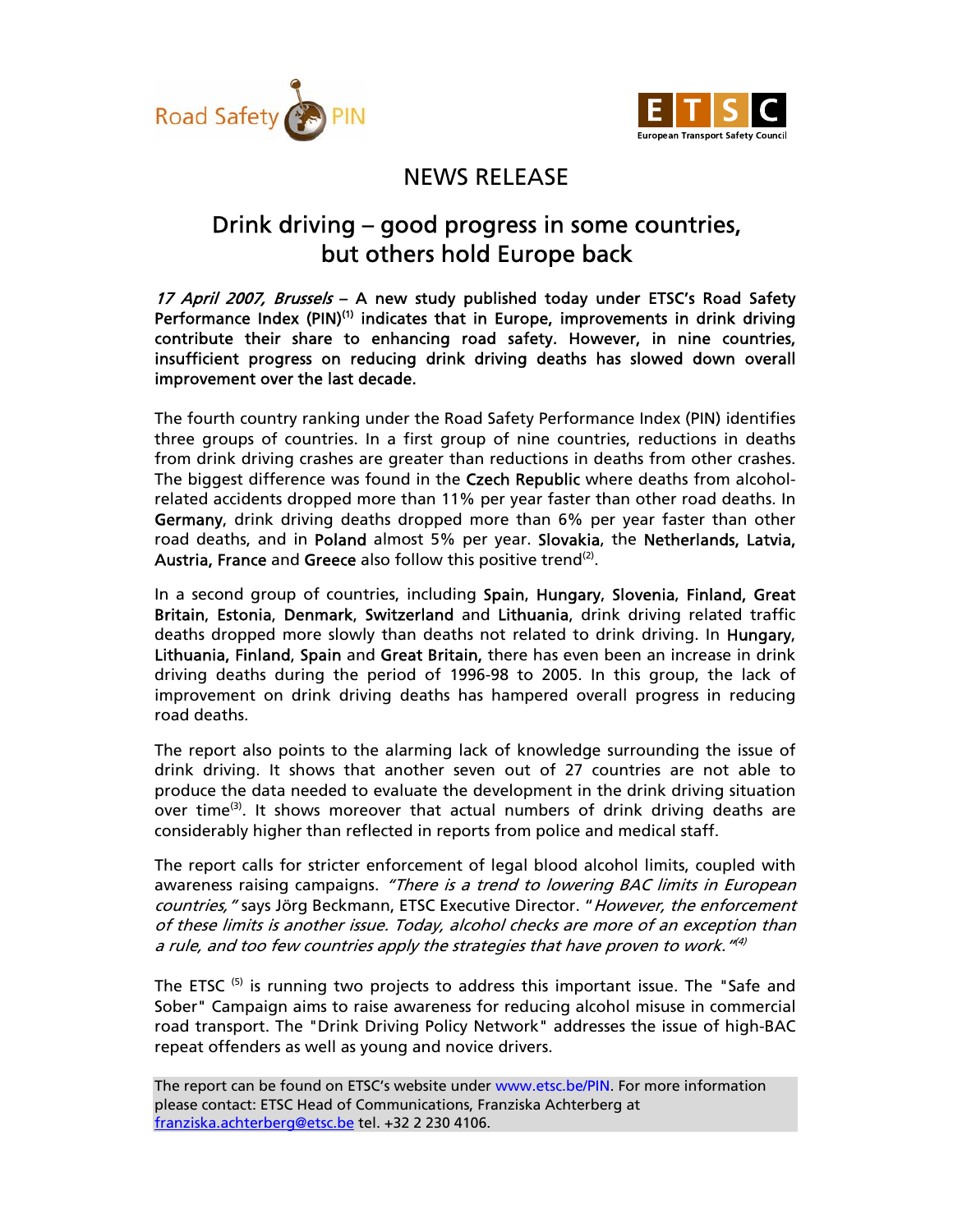# NEWS RELEASE

## Drink driving – good progress in some countries, but others hold Europe back

***17 April 2007, Brussels*** **– A new study published today under ETSC's Road Safety Performance Index (PIN)[1] indicates that in Europe, improvements in drink driving contribute their share to enhancing road safety. However, in nine countries, insufficient progress on reducing drink driving deaths has slowed down overall improvement over the last decade.**

The fourth country ranking under the Road Safety Performance Index (PIN) identifies three groups of countries. In a first group of nine countries, reductions in deaths from drink driving crashes are greater than reductions in deaths from other crashes. The biggest difference was found in the **Czech Republic** where deaths from alcohol-related accidents dropped more than 11% per year faster than other road deaths. In **Germany**, drink driving deaths dropped more than 6% per year faster than other road deaths, and in **Poland** almost 5% per year. **Slovakia**, the **Netherlands, Latvia, Austria, France** and **Greece** also follow this positive trend[2].

In a second group of countries, including **Spain**, **Hungary**, **Slovenia**, **Finland, Great Britain**, **Estonia**, **Denmark**, **Switzerland** and **Lithuania**, drink driving related traffic deaths dropped more slowly than deaths not related to drink driving. In **Hungary, Lithuania, Finland**, **Spain** and **Great Britain,** there has even been an increase in drink driving deaths during the period of 1996-98 to 2005. In this group, the lack of improvement on drink driving deaths has hampered overall progress in reducing road deaths.

The report also points to the alarming lack of knowledge surrounding the issue of drink driving. It shows that another seven out of 27 countries are not able to produce the data needed to evaluate the development in the drink driving situation over time[3]. It shows moreover that actual numbers of drink driving deaths are considerably higher than reflected in reports from police and medical staff.

The report calls for stricter enforcement of legal blood alcohol limits, coupled with awareness raising campaigns. *"There is a trend to lowering BAC limits in European countries,"* says Jörg Beckmann, ETSC Executive Director. "*However, the enforcement of these limits is another issue. Today, alcohol checks are more of an exception than a rule, and too few countries apply the strategies that have proven to work."*[4]

The ETSC [5] is running two projects to address this important issue. The "Safe and Sober" Campaign aims to raise awareness for reducing alcohol misuse in commercial road transport. The "Drink Driving Policy Network" addresses the issue of high-BAC repeat offenders as well as young and novice drivers.

The report can be found on ETSC's website under www.etsc.be/PIN. For more information please contact: ETSC Head of Communications, Franziska Achterberg at franziska.achterberg@etsc.be tel. +32 2 230 4106.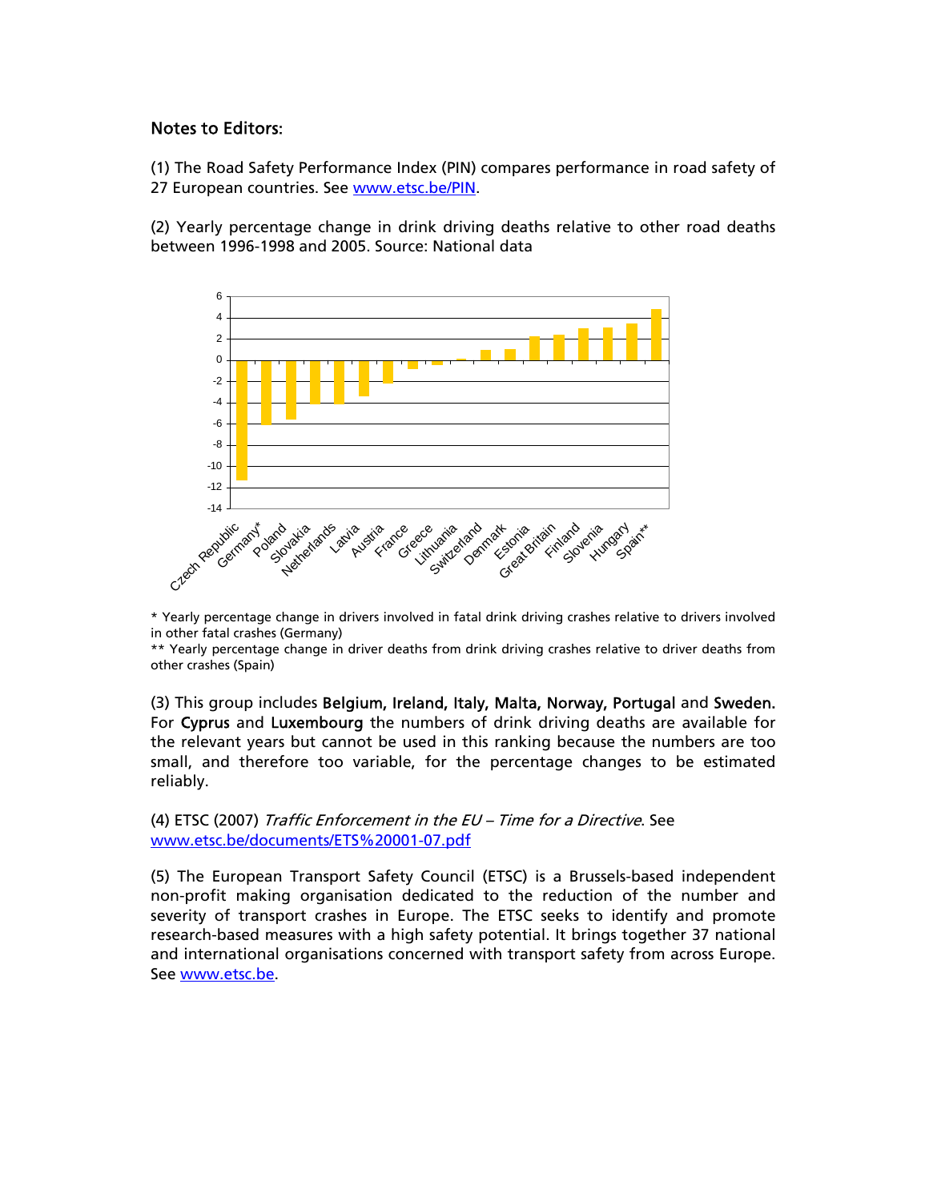Notes to Editors:

(1) The Road Safety Performance Index (PIN) compares performance in road safety of 27 European countries. See [www.etsc.be/PIN](www.etsc.be/PIN).

(2) Yearly percentage change in drink driving deaths relative to other road deaths between 1996-1998 and 2005. Source: National data

6
4
2
0
-2
-4
-6
-8
-10
-12
-14

Czech Republic
Germany*
Poland
Slovakia
Netherlands
Latvia
Austria
France
Greece
Lithuania
Switzerland
Denmark
Estonia
Great Britain
Finland
Slovenia
Hungary
Spain**

* Yearly percentage change in drivers involved in fatal drink driving crashes relative to drivers involved in other fatal crashes (Germany)
** Yearly percentage change in driver deaths from drink driving crashes relative to driver deaths from other crashes (Spain)

(3) This group includes **Belgium, Ireland, Italy, Malta, Norway, Portugal** and **Sweden.** For **Cyprus** and **Luxembourg** the numbers of drink driving deaths are available for the relevant years but cannot be used in this ranking because the numbers are too small, and therefore too variable, for the percentage changes to be estimated reliably.

(4) ETSC (2007) *Traffic Enforcement in the EU – Time for a Directive*. See [www.etsc.be/documents/ETS%20001-07.pdf](www.etsc.be/documents/ETS%20001-07.pdf)

(5) The European Transport Safety Council (ETSC) is a Brussels-based independent non-profit making organisation dedicated to the reduction of the number and severity of transport crashes in Europe. The ETSC seeks to identify and promote research-based measures with a high safety potential. It brings together 37 national and international organisations concerned with transport safety from across Europe. See [www.etsc.be](www.etsc.be).